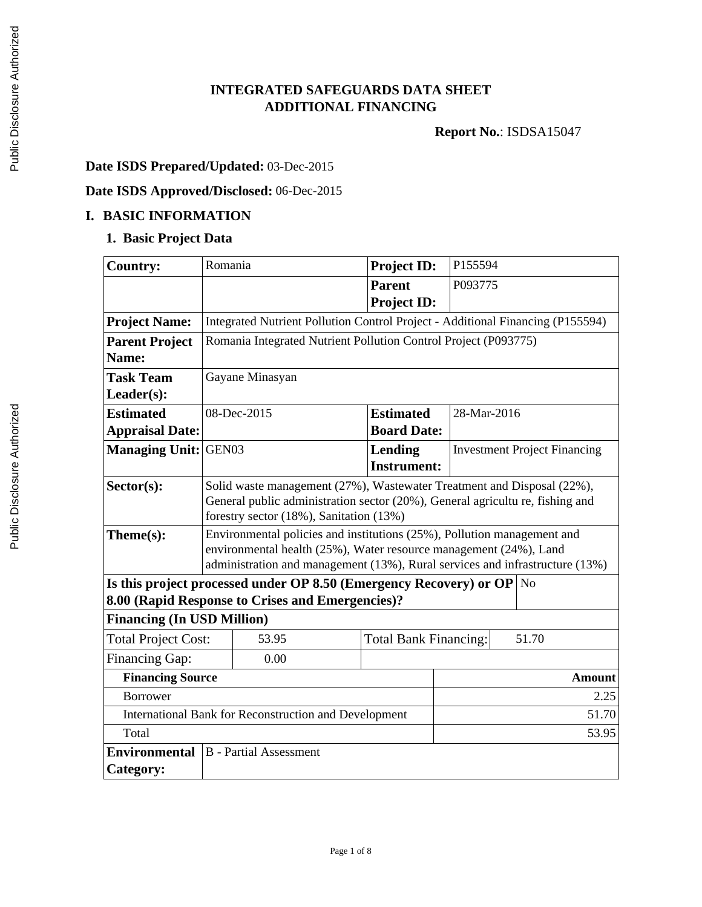# INTEGRATED SAFEGUARDS DATA SHEET
# ADDITIONAL FINANCING

**Report No.**: ISDSA15047

**Date ISDS Prepared/Updated:** 03-Dec-2015

**Date ISDS Approved/Disclosed:** 06-Dec-2015

## I. BASIC INFORMATION

### 1. Basic Project Data

| **Country:** | Romania | **Project ID:** | P155594 |
|---|---|---|---|
| | | **Parent Project ID:** | P093775 |
| **Project Name:** | Integrated Nutrient Pollution Control Project - Additional Financing (P155594) | | |
| **Parent Project Name:** | Romania Integrated Nutrient Pollution Control Project (P093775) | | |
| **Task Team Leader(s):** | Gayane Minasyan | | |
| **Estimated Appraisal Date:** | 08-Dec-2015 | **Estimated Board Date:** | 28-Mar-2016 |
| **Managing Unit:** | GEN03 | **Lending Instrument:** | Investment Project Financing |
| **Sector(s):** | Solid waste management (27%), Wastewater Treatment and Disposal (22%), General public administration sector (20%), General agricultu re, fishing and forestry sector (18%), Sanitation (13%) | | |
| **Theme(s):** | Environmental policies and institutions (25%), Pollution management and environmental health (25%), Water resource management (24%), Land administration and management (13%), Rural services and infrastructure (13%) | | |
| **Is this project processed under OP 8.50 (Emergency Recovery) or OP 8.00 (Rapid Response to Crises and Emergencies)?** | | | No |

**Financing (In USD Million)**

| Total Project Cost: | 53.95 | Total Bank Financing: | 51.70 |
|---|---|---|---|
| Financing Gap: | 0.00 | | |

| **Financing Source** | **Amount** |
|---|---|
| Borrower | 2.25 |
| International Bank for Reconstruction and Development | 51.70 |
| Total | 53.95 |

| **Environmental Category:** | B - Partial Assessment |
|---|---|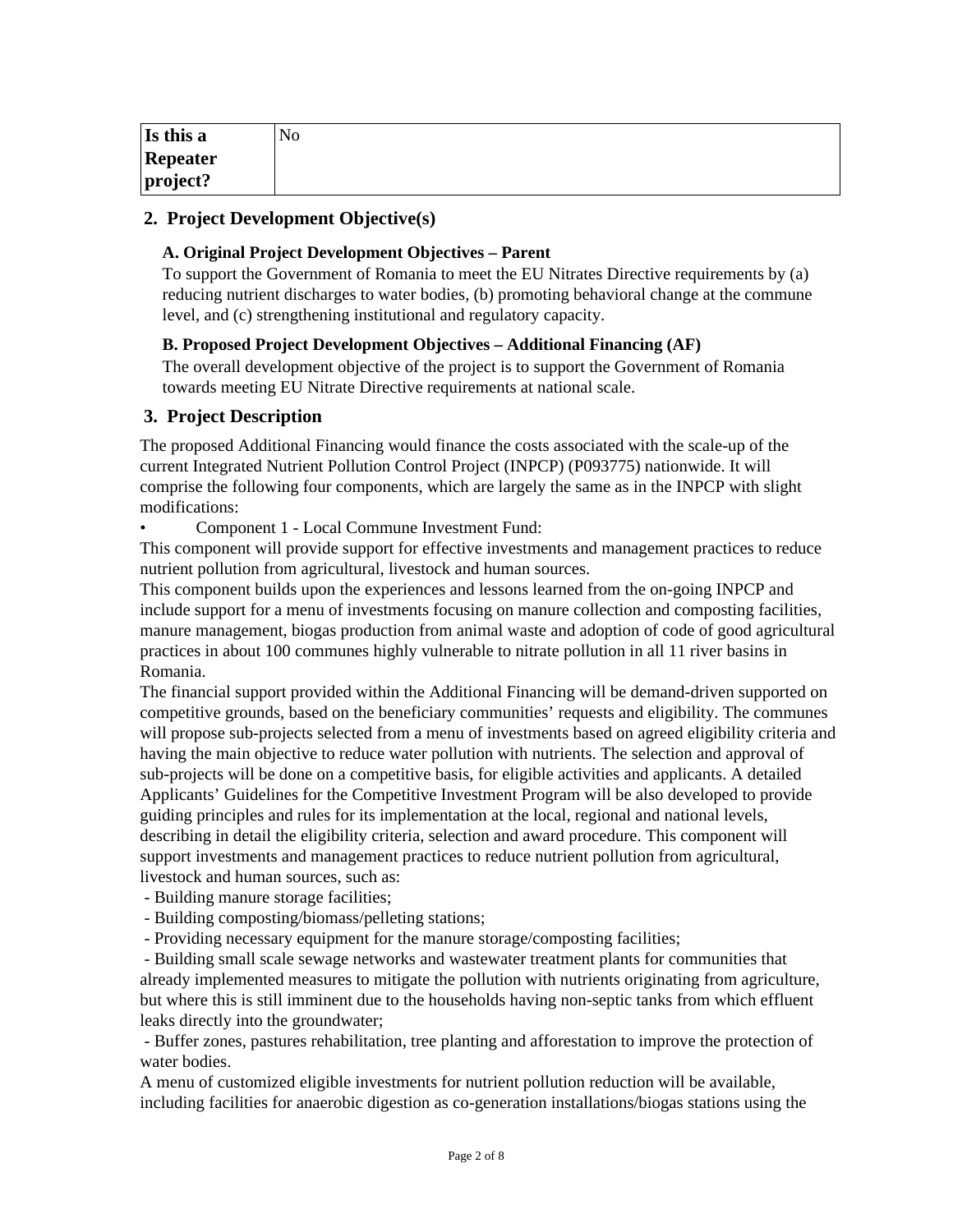| Is this a Repeater project? | No |
|---|---|

## 2. Project Development Objective(s)

### A. Original Project Development Objectives – Parent

To support the Government of Romania to meet the EU Nitrates Directive requirements by (a) reducing nutrient discharges to water bodies, (b) promoting behavioral change at the commune level, and (c) strengthening institutional and regulatory capacity.

### B. Proposed Project Development Objectives – Additional Financing (AF)

The overall development objective of the project is to support the Government of Romania towards meeting EU Nitrate Directive requirements at national scale.

## 3. Project Description

The proposed Additional Financing would finance the costs associated with the scale-up of the current Integrated Nutrient Pollution Control Project (INPCP) (P093775) nationwide. It will comprise the following four components, which are largely the same as in the INPCP with slight modifications:

- Component 1 - Local Commune Investment Fund:

This component will provide support for effective investments and management practices to reduce nutrient pollution from agricultural, livestock and human sources.

This component builds upon the experiences and lessons learned from the on-going INPCP and include support for a menu of investments focusing on manure collection and composting facilities, manure management, biogas production from animal waste and adoption of code of good agricultural practices in about 100 communes highly vulnerable to nitrate pollution in all 11 river basins in Romania.

The financial support provided within the Additional Financing will be demand-driven supported on competitive grounds, based on the beneficiary communities' requests and eligibility. The communes will propose sub-projects selected from a menu of investments based on agreed eligibility criteria and having the main objective to reduce water pollution with nutrients. The selection and approval of sub-projects will be done on a competitive basis, for eligible activities and applicants. A detailed Applicants' Guidelines for the Competitive Investment Program will be also developed to provide guiding principles and rules for its implementation at the local, regional and national levels, describing in detail the eligibility criteria, selection and award procedure. This component will support investments and management practices to reduce nutrient pollution from agricultural, livestock and human sources, such as:

- Building manure storage facilities;
- Building composting/biomass/pelleting stations;
- Providing necessary equipment for the manure storage/composting facilities;
- Building small scale sewage networks and wastewater treatment plants for communities that already implemented measures to mitigate the pollution with nutrients originating from agriculture, but where this is still imminent due to the households having non-septic tanks from which effluent leaks directly into the groundwater;
- Buffer zones, pastures rehabilitation, tree planting and afforestation to improve the protection of water bodies.

A menu of customized eligible investments for nutrient pollution reduction will be available, including facilities for anaerobic digestion as co-generation installations/biogas stations using the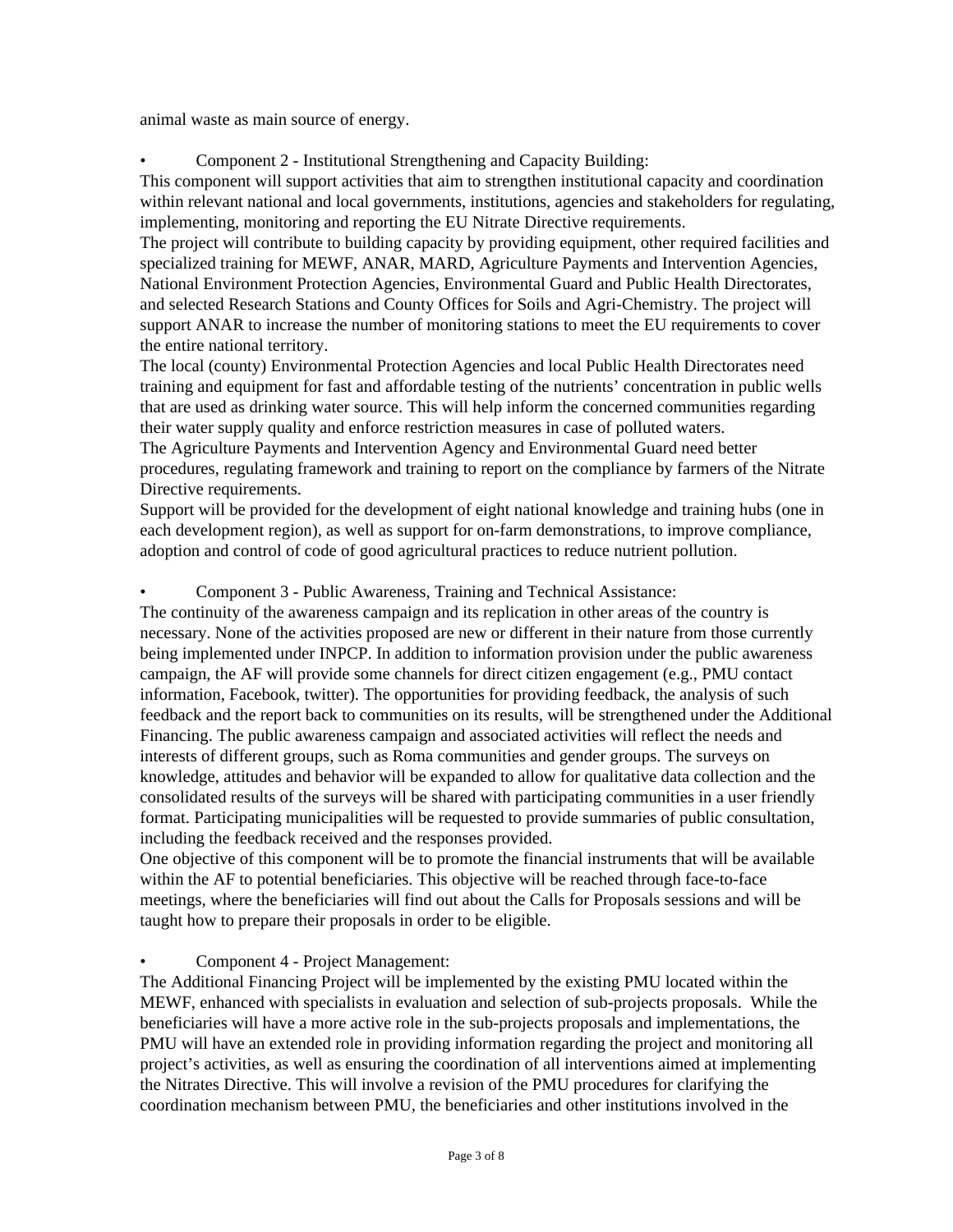animal waste as main source of energy.

- Component 2 - Institutional Strengthening and Capacity Building:

This component will support activities that aim to strengthen institutional capacity and coordination within relevant national and local governments, institutions, agencies and stakeholders for regulating, implementing, monitoring and reporting the EU Nitrate Directive requirements.

The project will contribute to building capacity by providing equipment, other required facilities and specialized training for MEWF, ANAR, MARD, Agriculture Payments and Intervention Agencies, National Environment Protection Agencies, Environmental Guard and Public Health Directorates, and selected Research Stations and County Offices for Soils and Agri-Chemistry. The project will support ANAR to increase the number of monitoring stations to meet the EU requirements to cover the entire national territory.

The local (county) Environmental Protection Agencies and local Public Health Directorates need training and equipment for fast and affordable testing of the nutrients' concentration in public wells that are used as drinking water source. This will help inform the concerned communities regarding their water supply quality and enforce restriction measures in case of polluted waters.

The Agriculture Payments and Intervention Agency and Environmental Guard need better procedures, regulating framework and training to report on the compliance by farmers of the Nitrate Directive requirements.

Support will be provided for the development of eight national knowledge and training hubs (one in each development region), as well as support for on-farm demonstrations, to improve compliance, adoption and control of code of good agricultural practices to reduce nutrient pollution.

- Component 3 - Public Awareness, Training and Technical Assistance:

The continuity of the awareness campaign and its replication in other areas of the country is necessary. None of the activities proposed are new or different in their nature from those currently being implemented under INPCP. In addition to information provision under the public awareness campaign, the AF will provide some channels for direct citizen engagement (e.g., PMU contact information, Facebook, twitter). The opportunities for providing feedback, the analysis of such feedback and the report back to communities on its results, will be strengthened under the Additional Financing. The public awareness campaign and associated activities will reflect the needs and interests of different groups, such as Roma communities and gender groups. The surveys on knowledge, attitudes and behavior will be expanded to allow for qualitative data collection and the consolidated results of the surveys will be shared with participating communities in a user friendly format. Participating municipalities will be requested to provide summaries of public consultation, including the feedback received and the responses provided.

One objective of this component will be to promote the financial instruments that will be available within the AF to potential beneficiaries. This objective will be reached through face-to-face meetings, where the beneficiaries will find out about the Calls for Proposals sessions and will be taught how to prepare their proposals in order to be eligible.

- Component 4 - Project Management:

The Additional Financing Project will be implemented by the existing PMU located within the MEWF, enhanced with specialists in evaluation and selection of sub-projects proposals. While the beneficiaries will have a more active role in the sub-projects proposals and implementations, the PMU will have an extended role in providing information regarding the project and monitoring all project's activities, as well as ensuring the coordination of all interventions aimed at implementing the Nitrates Directive. This will involve a revision of the PMU procedures for clarifying the coordination mechanism between PMU, the beneficiaries and other institutions involved in the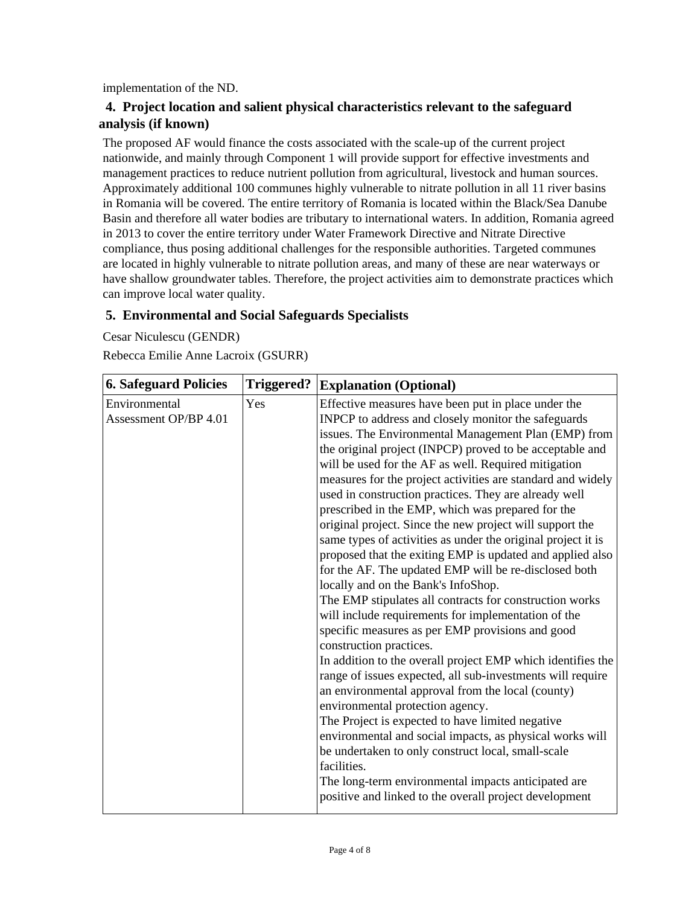implementation of the ND.

### 4. Project location and salient physical characteristics relevant to the safeguard analysis (if known)

The proposed AF would finance the costs associated with the scale-up of the current project nationwide, and mainly through Component 1 will provide support for effective investments and management practices to reduce nutrient pollution from agricultural, livestock and human sources. Approximately additional 100 communes highly vulnerable to nitrate pollution in all 11 river basins in Romania will be covered. The entire territory of Romania is located within the Black/Sea Danube Basin and therefore all water bodies are tributary to international waters. In addition, Romania agreed in 2013 to cover the entire territory under Water Framework Directive and Nitrate Directive compliance, thus posing additional challenges for the responsible authorities. Targeted communes are located in highly vulnerable to nitrate pollution areas, and many of these are near waterways or have shallow groundwater tables. Therefore, the project activities aim to demonstrate practices which can improve local water quality.

### 5. Environmental and Social Safeguards Specialists

Cesar Niculescu (GENDR)

Rebecca Emilie Anne Lacroix (GSURR)

| 6. Safeguard Policies | Triggered? | Explanation (Optional) |
|---|---|---|
| Environmental Assessment OP/BP 4.01 | Yes | Effective measures have been put in place under the INPCP to address and closely monitor the safeguards issues. The Environmental Management Plan (EMP) from the original project (INPCP) proved to be acceptable and will be used for the AF as well. Required mitigation measures for the project activities are standard and widely used in construction practices. They are already well prescribed in the EMP, which was prepared for the original project. Since the new project will support the same types of activities as under the original project it is proposed that the exiting EMP is updated and applied also for the AF. The updated EMP will be re-disclosed both locally and on the Bank's InfoShop.<br>The EMP stipulates all contracts for construction works will include requirements for implementation of the specific measures as per EMP provisions and good construction practices.<br>In addition to the overall project EMP which identifies the range of issues expected, all sub-investments will require an environmental approval from the local (county) environmental protection agency.<br>The Project is expected to have limited negative environmental and social impacts, as physical works will be undertaken to only construct local, small-scale facilities.<br>The long-term environmental impacts anticipated are positive and linked to the overall project development |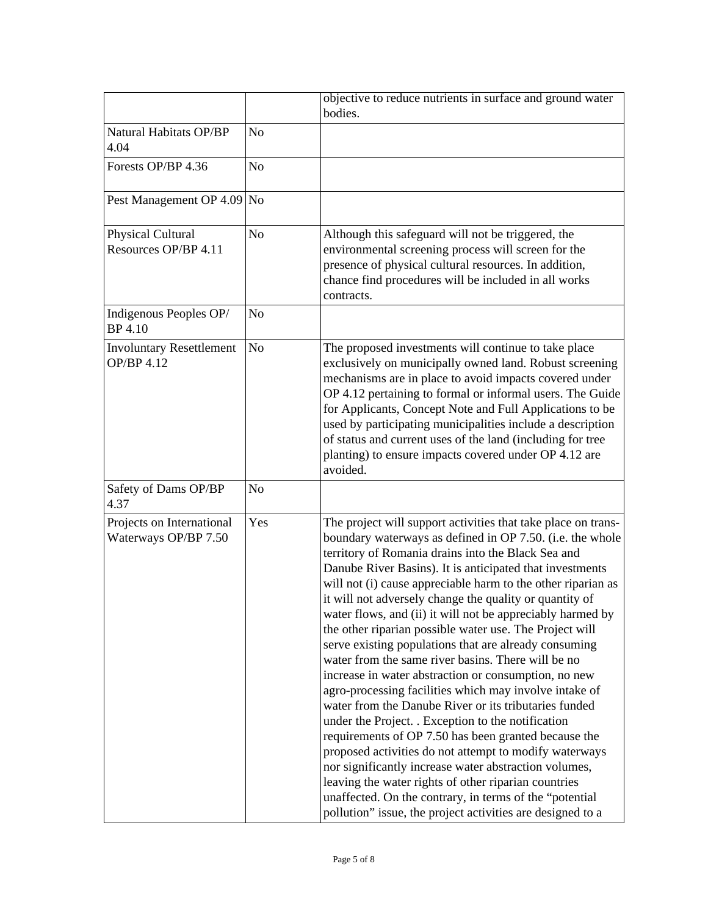| | | |
|---|---|---|
| | | objective to reduce nutrients in surface and ground water bodies. |
| Natural Habitats OP/BP 4.04 | No | |
| Forests OP/BP 4.36 | No | |
| Pest Management OP 4.09 | No | |
| Physical Cultural Resources OP/BP 4.11 | No | Although this safeguard will not be triggered, the environmental screening process will screen for the presence of physical cultural resources. In addition, chance find procedures will be included in all works contracts. |
| Indigenous Peoples OP/ BP 4.10 | No | |
| Involuntary Resettlement OP/BP 4.12 | No | The proposed investments will continue to take place exclusively on municipally owned land. Robust screening mechanisms are in place to avoid impacts covered under OP 4.12 pertaining to formal or informal users. The Guide for Applicants, Concept Note and Full Applications to be used by participating municipalities include a description of status and current uses of the land (including for tree planting) to ensure impacts covered under OP 4.12 are avoided. |
| Safety of Dams OP/BP 4.37 | No | |
| Projects on International Waterways OP/BP 7.50 | Yes | The project will support activities that take place on trans-boundary waterways as defined in OP 7.50. (i.e. the whole territory of Romania drains into the Black Sea and Danube River Basins). It is anticipated that investments will not (i) cause appreciable harm to the other riparian as it will not adversely change the quality or quantity of water flows, and (ii) it will not be appreciably harmed by the other riparian possible water use. The Project will serve existing populations that are already consuming water from the same river basins. There will be no increase in water abstraction or consumption, no new agro-processing facilities which may involve intake of water from the Danube River or its tributaries funded under the Project. . Exception to the notification requirements of OP 7.50 has been granted because the proposed activities do not attempt to modify waterways nor significantly increase water abstraction volumes, leaving the water rights of other riparian countries unaffected. On the contrary, in terms of the "potential pollution" issue, the project activities are designed to a |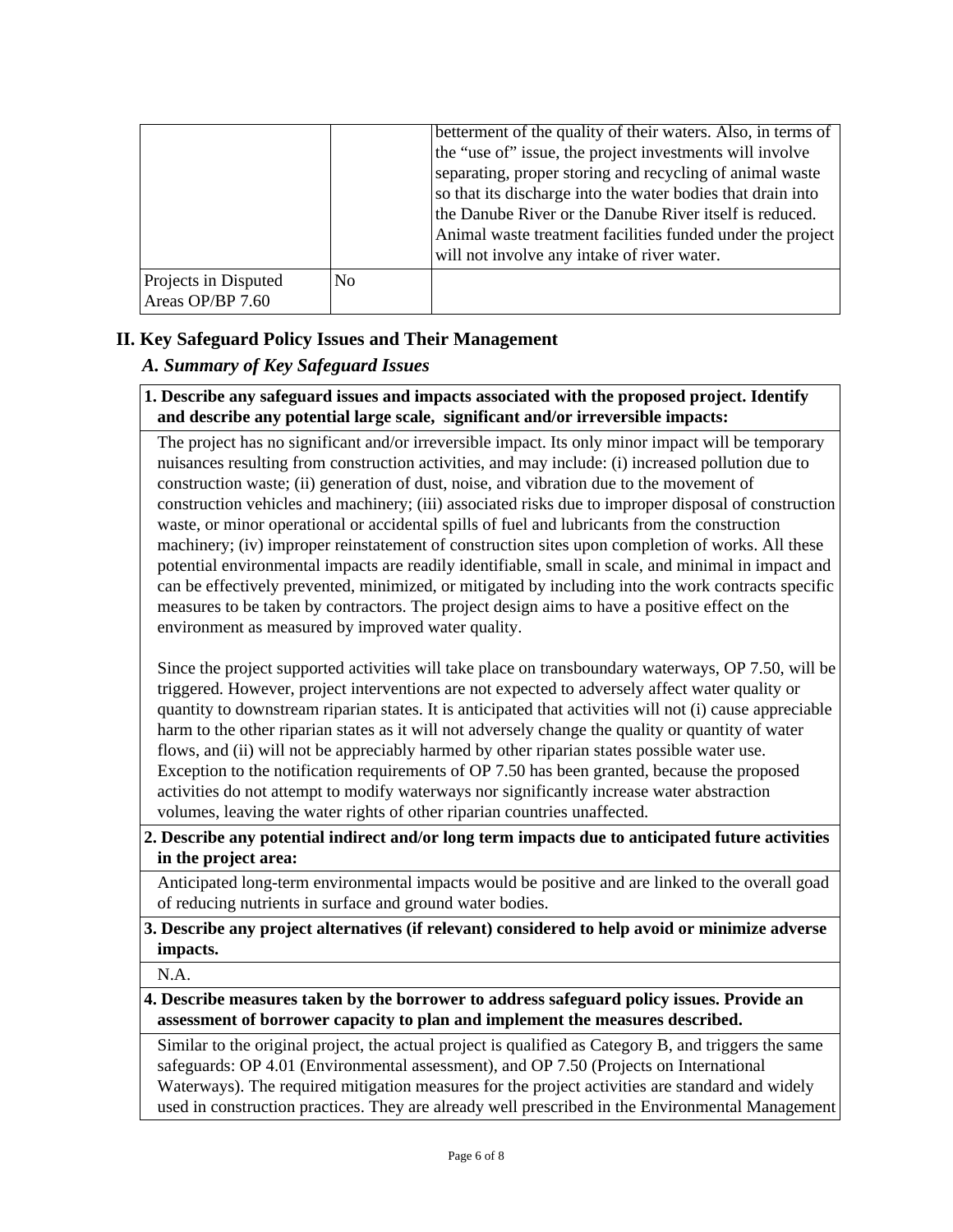| | | |
|---|---|---|
| | | betterment of the quality of their waters. Also, in terms of the “use of” issue, the project investments will involve separating, proper storing and recycling of animal waste so that its discharge into the water bodies that drain into the Danube River or the Danube River itself is reduced. Animal waste treatment facilities funded under the project will not involve any intake of river water. |
| Projects in Disputed Areas OP/BP 7.60 | No | |

## II. Key Safeguard Policy Issues and Their Management

### *A. Summary of Key Safeguard Issues*

**1. Describe any safeguard issues and impacts associated with the proposed project. Identify and describe any potential large scale, significant and/or irreversible impacts:**

The project has no significant and/or irreversible impact. Its only minor impact will be temporary nuisances resulting from construction activities, and may include: (i) increased pollution due to construction waste; (ii) generation of dust, noise, and vibration due to the movement of construction vehicles and machinery; (iii) associated risks due to improper disposal of construction waste, or minor operational or accidental spills of fuel and lubricants from the construction machinery; (iv) improper reinstatement of construction sites upon completion of works. All these potential environmental impacts are readily identifiable, small in scale, and minimal in impact and can be effectively prevented, minimized, or mitigated by including into the work contracts specific measures to be taken by contractors. The project design aims to have a positive effect on the environment as measured by improved water quality.

Since the project supported activities will take place on transboundary waterways, OP 7.50, will be triggered. However, project interventions are not expected to adversely affect water quality or quantity to downstream riparian states. It is anticipated that activities will not (i) cause appreciable harm to the other riparian states as it will not adversely change the quality or quantity of water flows, and (ii) will not be appreciably harmed by other riparian states possible water use. Exception to the notification requirements of OP 7.50 has been granted, because the proposed activities do not attempt to modify waterways nor significantly increase water abstraction volumes, leaving the water rights of other riparian countries unaffected.

**2. Describe any potential indirect and/or long term impacts due to anticipated future activities in the project area:**

Anticipated long-term environmental impacts would be positive and are linked to the overall goad of reducing nutrients in surface and ground water bodies.

**3. Describe any project alternatives (if relevant) considered to help avoid or minimize adverse impacts.**

N.A.

**4. Describe measures taken by the borrower to address safeguard policy issues. Provide an assessment of borrower capacity to plan and implement the measures described.**

Similar to the original project, the actual project is qualified as Category B, and triggers the same safeguards: OP 4.01 (Environmental assessment), and OP 7.50 (Projects on International Waterways). The required mitigation measures for the project activities are standard and widely used in construction practices. They are already well prescribed in the Environmental Management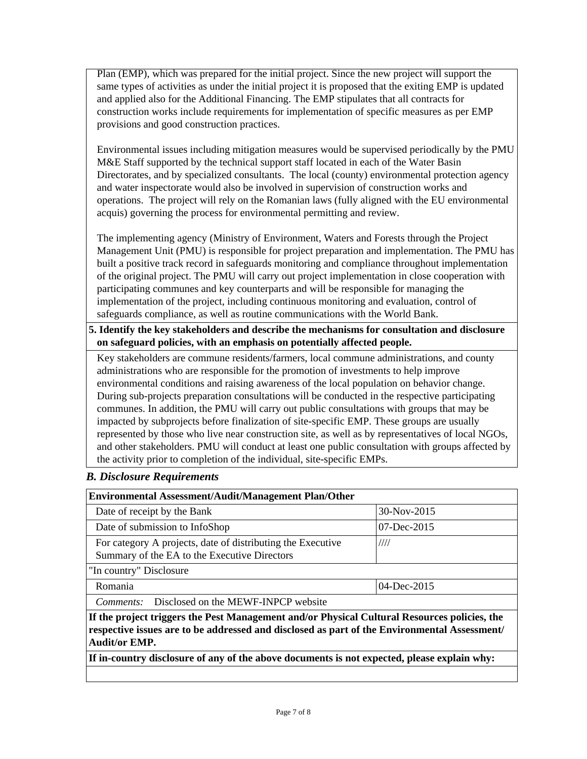Plan (EMP), which was prepared for the initial project. Since the new project will support the same types of activities as under the initial project it is proposed that the exiting EMP is updated and applied also for the Additional Financing. The EMP stipulates that all contracts for construction works include requirements for implementation of specific measures as per EMP provisions and good construction practices.

Environmental issues including mitigation measures would be supervised periodically by the PMU M&E Staff supported by the technical support staff located in each of the Water Basin Directorates, and by specialized consultants. The local (county) environmental protection agency and water inspectorate would also be involved in supervision of construction works and operations. The project will rely on the Romanian laws (fully aligned with the EU environmental acquis) governing the process for environmental permitting and review.

The implementing agency (Ministry of Environment, Waters and Forests through the Project Management Unit (PMU) is responsible for project preparation and implementation. The PMU has built a positive track record in safeguards monitoring and compliance throughout implementation of the original project. The PMU will carry out project implementation in close cooperation with participating communes and key counterparts and will be responsible for managing the implementation of the project, including continuous monitoring and evaluation, control of safeguards compliance, as well as routine communications with the World Bank.

**5. Identify the key stakeholders and describe the mechanisms for consultation and disclosure on safeguard policies, with an emphasis on potentially affected people.**

Key stakeholders are commune residents/farmers, local commune administrations, and county administrations who are responsible for the promotion of investments to help improve environmental conditions and raising awareness of the local population on behavior change. During sub-projects preparation consultations will be conducted in the respective participating communes. In addition, the PMU will carry out public consultations with groups that may be impacted by subprojects before finalization of site-specific EMP. These groups are usually represented by those who live near construction site, as well as by representatives of local NGOs, and other stakeholders. PMU will conduct at least one public consultation with groups affected by the activity prior to completion of the individual, site-specific EMPs.

### *B. Disclosure Requirements*

| **Environmental Assessment/Audit/Management Plan/Other** | |
|---|---|
| Date of receipt by the Bank | 30-Nov-2015 |
| Date of submission to InfoShop | 07-Dec-2015 |
| For category A projects, date of distributing the Executive Summary of the EA to the Executive Directors | //// |
| "In country" Disclosure | |
| Romania | 04-Dec-2015 |
| *Comments:* Disclosed on the MEWF-INPCP website | |
| **If the project triggers the Pest Management and/or Physical Cultural Resources policies, the respective issues are to be addressed and disclosed as part of the Environmental Assessment/ Audit/or EMP.** | |
| **If in-country disclosure of any of the above documents is not expected, please explain why:** | |
| | |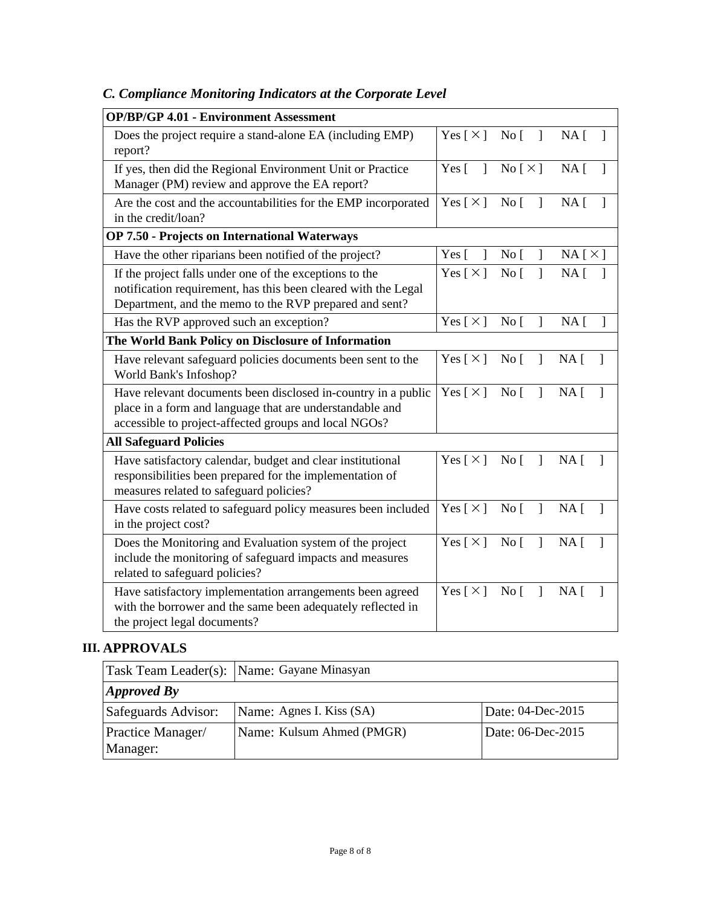### *C. Compliance Monitoring Indicators at the Corporate Level*

| | |
|---|---|
| **OP/BP/GP 4.01 - Environment Assessment** | |
| Does the project require a stand-alone EA (including EMP) report? | Yes [ × ] No [ ] NA [ ] |
| If yes, then did the Regional Environment Unit or Practice Manager (PM) review and approve the EA report? | Yes [ ] No [ × ] NA [ ] |
| Are the cost and the accountabilities for the EMP incorporated in the credit/loan? | Yes [ × ] No [ ] NA [ ] |
| **OP 7.50 - Projects on International Waterways** | |
| Have the other riparians been notified of the project? | Yes [ ] No [ ] NA [ × ] |
| If the project falls under one of the exceptions to the notification requirement, has this been cleared with the Legal Department, and the memo to the RVP prepared and sent? | Yes [ × ] No [ ] NA [ ] |
| Has the RVP approved such an exception? | Yes [ × ] No [ ] NA [ ] |
| **The World Bank Policy on Disclosure of Information** | |
| Have relevant safeguard policies documents been sent to the World Bank's Infoshop? | Yes [ × ] No [ ] NA [ ] |
| Have relevant documents been disclosed in-country in a public place in a form and language that are understandable and accessible to project-affected groups and local NGOs? | Yes [ × ] No [ ] NA [ ] |
| **All Safeguard Policies** | |
| Have satisfactory calendar, budget and clear institutional responsibilities been prepared for the implementation of measures related to safeguard policies? | Yes [ × ] No [ ] NA [ ] |
| Have costs related to safeguard policy measures been included in the project cost? | Yes [ × ] No [ ] NA [ ] |
| Does the Monitoring and Evaluation system of the project include the monitoring of safeguard impacts and measures related to safeguard policies? | Yes [ × ] No [ ] NA [ ] |
| Have satisfactory implementation arrangements been agreed with the borrower and the same been adequately reflected in the project legal documents? | Yes [ × ] No [ ] NA [ ] |

## III. APPROVALS

| | | |
|---|---|---|
| Task Team Leader(s): | Name: Gayane Minasyan | |
| ***Approved By*** | | |
| Safeguards Advisor: | Name: Agnes I. Kiss (SA) | Date: 04-Dec-2015 |
| Practice Manager/ Manager: | Name: Kulsum Ahmed (PMGR) | Date: 06-Dec-2015 |